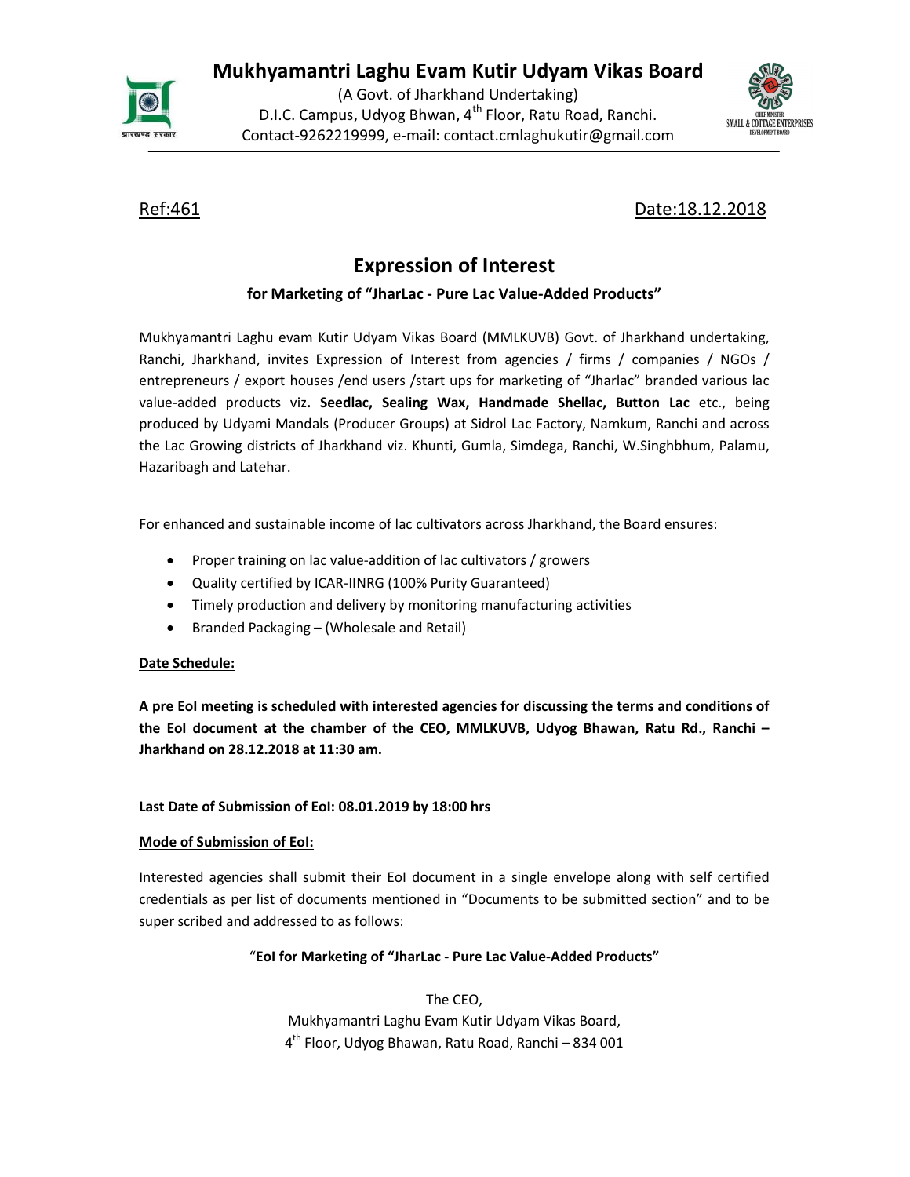# Mukhyamantri Laghu Evam Kutir Udyam Vikas Board

(A Govt. of Jharkhand Undertaking)
D.I.C. Campus, Udyog Bhwan, 4th Floor, Ratu Road, Ranchi.
Contact-9262219999, e-mail: contact.cmlaghukutir@gmail.com

Ref:461 Date:18.12.2018

## Expression of Interest

### for Marketing of "JharLac - Pure Lac Value-Added Products"

Mukhyamantri Laghu evam Kutir Udyam Vikas Board (MMLKUVB) Govt. of Jharkhand undertaking, Ranchi, Jharkhand, invites Expression of Interest from agencies / firms / companies / NGOs / entrepreneurs / export houses /end users /start ups for marketing of "Jharlac" branded various lac value-added products viz**. Seedlac, Sealing Wax, Handmade Shellac, Button Lac** etc., being produced by Udyami Mandals (Producer Groups) at Sidrol Lac Factory, Namkum, Ranchi and across the Lac Growing districts of Jharkhand viz. Khunti, Gumla, Simdega, Ranchi, W.Singhbhum, Palamu, Hazaribagh and Latehar.

For enhanced and sustainable income of lac cultivators across Jharkhand, the Board ensures:

- Proper training on lac value-addition of lac cultivators / growers
- Quality certified by ICAR-IINRG (100% Purity Guaranteed)
- Timely production and delivery by monitoring manufacturing activities
- Branded Packaging – (Wholesale and Retail)

**Date Schedule:**

**A pre EoI meeting is scheduled with interested agencies for discussing the terms and conditions of the EoI document at the chamber of the CEO, MMLKUVB, Udyog Bhawan, Ratu Rd., Ranchi – Jharkhand on 28.12.2018 at 11:30 am.**

**Last Date of Submission of EoI: 08.01.2019 by 18:00 hrs**

**Mode of Submission of EoI:**

Interested agencies shall submit their EoI document in a single envelope along with self certified credentials as per list of documents mentioned in "Documents to be submitted section" and to be super scribed and addressed to as follows:

"**EoI for Marketing of "JharLac - Pure Lac Value-Added Products"**

The CEO,
Mukhyamantri Laghu Evam Kutir Udyam Vikas Board,
4th Floor, Udyog Bhawan, Ratu Road, Ranchi – 834 001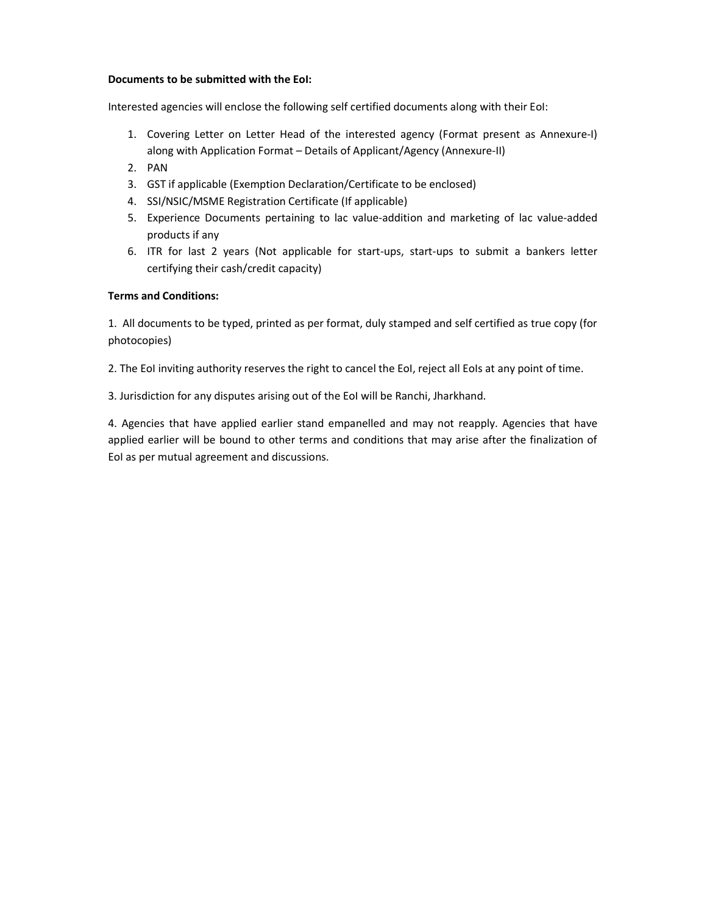**Documents to be submitted with the EoI:**

Interested agencies will enclose the following self certified documents along with their EoI:

1. Covering Letter on Letter Head of the interested agency (Format present as Annexure-I) along with Application Format – Details of Applicant/Agency (Annexure-II)
2. PAN
3. GST if applicable (Exemption Declaration/Certificate to be enclosed)
4. SSI/NSIC/MSME Registration Certificate (If applicable)
5. Experience Documents pertaining to lac value-addition and marketing of lac value-added products if any
6. ITR for last 2 years (Not applicable for start-ups, start-ups to submit a bankers letter certifying their cash/credit capacity)

**Terms and Conditions:**

1. All documents to be typed, printed as per format, duly stamped and self certified as true copy (for photocopies)

2. The EoI inviting authority reserves the right to cancel the EoI, reject all EoIs at any point of time.

3. Jurisdiction for any disputes arising out of the EoI will be Ranchi, Jharkhand.

4. Agencies that have applied earlier stand empanelled and may not reapply. Agencies that have applied earlier will be bound to other terms and conditions that may arise after the finalization of EoI as per mutual agreement and discussions.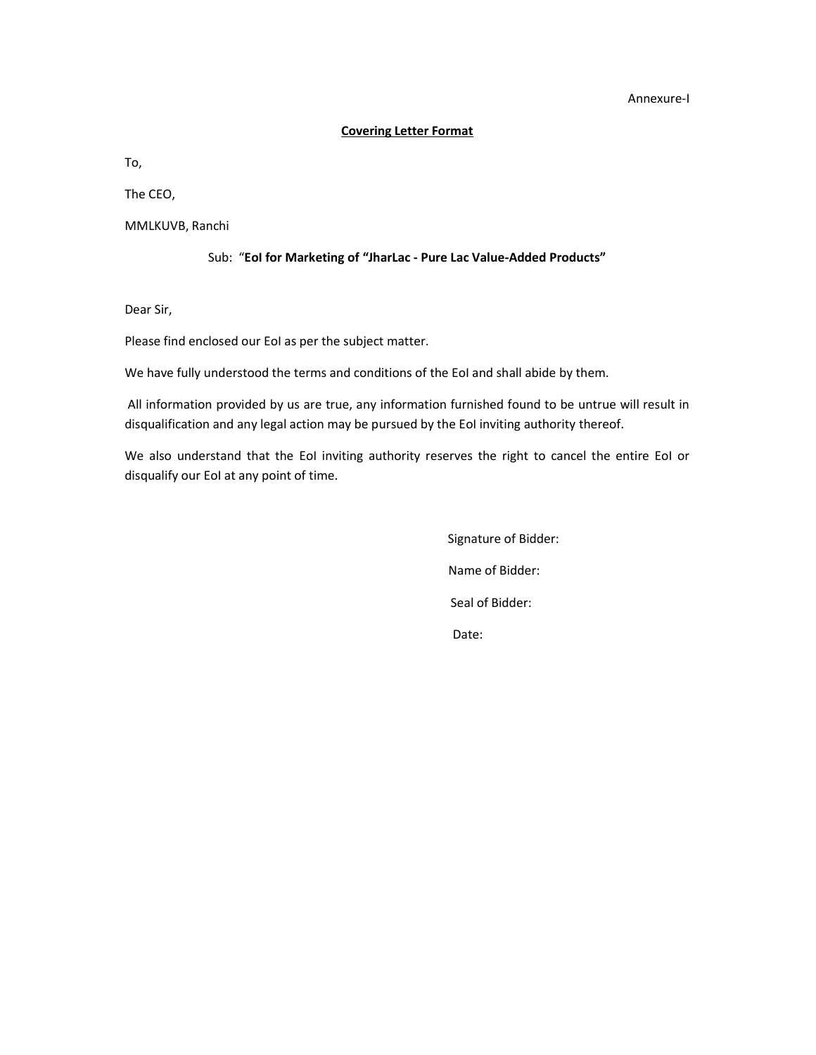Annexure-I

## Covering Letter Format

To,

The CEO,

MMLKUVB, Ranchi

Sub: "**EoI for Marketing of "JharLac - Pure Lac Value-Added Products"**

Dear Sir,

Please find enclosed our EoI as per the subject matter.

We have fully understood the terms and conditions of the EoI and shall abide by them.

All information provided by us are true, any information furnished found to be untrue will result in disqualification and any legal action may be pursued by the EoI inviting authority thereof.

We also understand that the EoI inviting authority reserves the right to cancel the entire EoI or disqualify our EoI at any point of time.

Signature of Bidder:

Name of Bidder:

Seal of Bidder:

Date: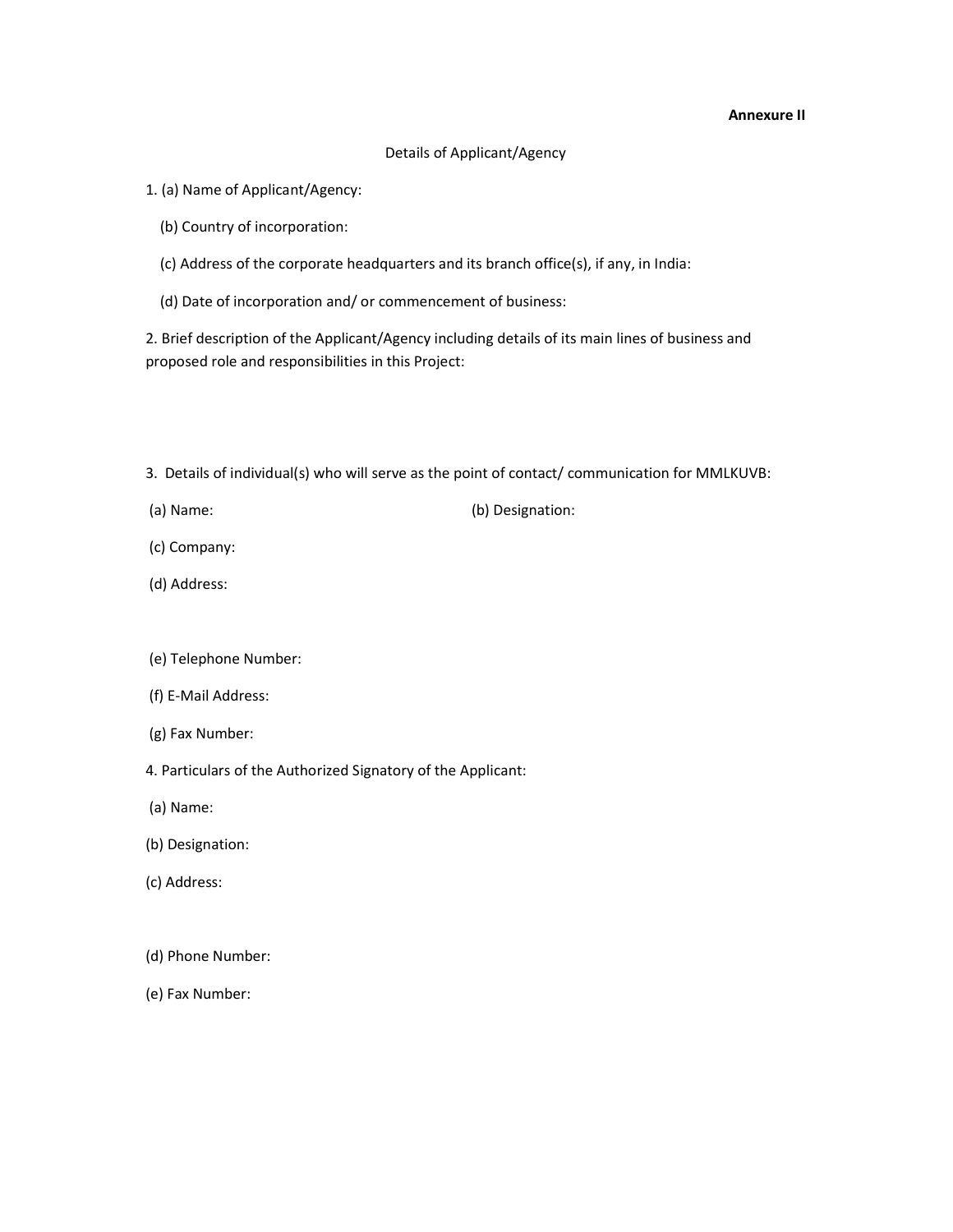**Annexure II**

Details of Applicant/Agency

1. (a) Name of Applicant/Agency:

   (b) Country of incorporation:

   (c) Address of the corporate headquarters and its branch office(s), if any, in India:

   (d) Date of incorporation and/ or commencement of business:

2. Brief description of the Applicant/Agency including details of its main lines of business and proposed role and responsibilities in this Project:

3. Details of individual(s) who will serve as the point of contact/ communication for MMLKUVB:

   (a) Name: (b) Designation:

   (c) Company:

   (d) Address:

   (e) Telephone Number:

   (f) E-Mail Address:

   (g) Fax Number:

4. Particulars of the Authorized Signatory of the Applicant:

   (a) Name:

   (b) Designation:

   (c) Address:

   (d) Phone Number:

   (e) Fax Number: